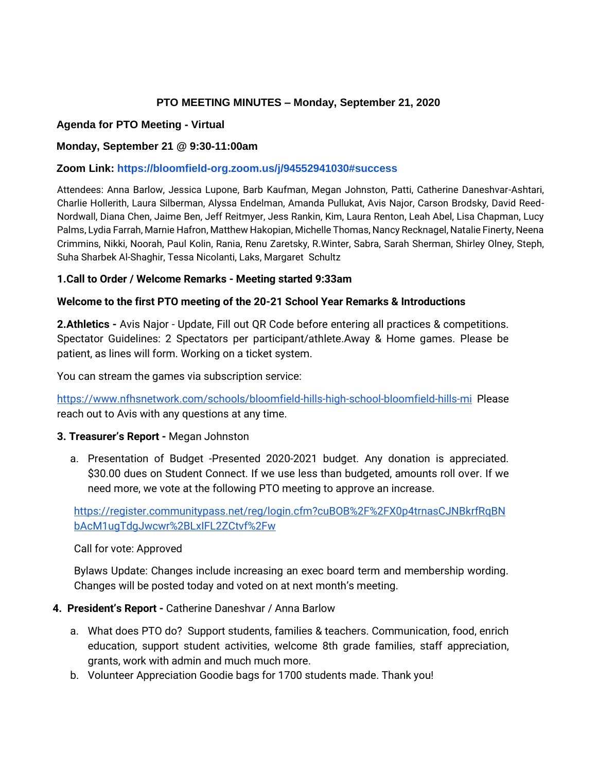## PTO MEETING MINUTES – Monday, September 21, 2020

**Agenda for PTO Meeting - Virtual**

**Monday, September 21 @ 9:30-11:00am**

**Zoom Link: https://bloomfield-org.zoom.us/j/94552941030#success**

Attendees: Anna Barlow, Jessica Lupone, Barb Kaufman, Megan Johnston, Patti, Catherine Daneshvar-Ashtari, Charlie Hollerith, Laura Silberman, Alyssa Endelman, Amanda Pullukat, Avis Najor, Carson Brodsky, David Reed-Nordwall, Diana Chen, Jaime Ben, Jeff Reitmyer, Jess Rankin, Kim, Laura Renton, Leah Abel, Lisa Chapman, Lucy Palms, Lydia Farrah, Marnie Hafron, Matthew Hakopian, Michelle Thomas, Nancy Recknagel, Natalie Finerty, Neena Crimmins, Nikki, Noorah, Paul Kolin, Rania, Renu Zaretsky, R.Winter, Sabra, Sarah Sherman, Shirley Olney, Steph, Suha Sharbek Al-Shaghir, Tessa Nicolanti, Laks, Margaret Schultz

**1.Call to Order / Welcome Remarks - Meeting started 9:33am**

**Welcome to the first PTO meeting of the 20-21 School Year Remarks & Introductions**

**2.Athletics -** Avis Najor - Update, Fill out QR Code before entering all practices & competitions. Spectator Guidelines: 2 Spectators per participant/athlete.Away & Home games. Please be patient, as lines will form. Working on a ticket system.

You can stream the games via subscription service:

https://www.nfhsnetwork.com/schools/bloomfield-hills-high-school-bloomfield-hills-mi Please reach out to Avis with any questions at any time.

**3. Treasurer's Report -** Megan Johnston

a. Presentation of Budget -Presented 2020-2021 budget. Any donation is appreciated. $30.00 dues on Student Connect. If we use less than budgeted, amounts roll over. If we need more, we vote at the following PTO meeting to approve an increase.

https://register.communitypass.net/reg/login.cfm?cuBOB%2F%2FX0p4trnasCJNBkrfRqBNbAcM1ugTdgJwcwr%2BLxIFL2ZCtvf%2Fw

Call for vote: Approved

Bylaws Update: Changes include increasing an exec board term and membership wording. Changes will be posted today and voted on at next month's meeting.

**4. President's Report -** Catherine Daneshvar / Anna Barlow

a. What does PTO do? Support students, families & teachers. Communication, food, enrich education, support student activities, welcome 8th grade families, staff appreciation, grants, work with admin and much much more.
b. Volunteer Appreciation Goodie bags for 1700 students made. Thank you!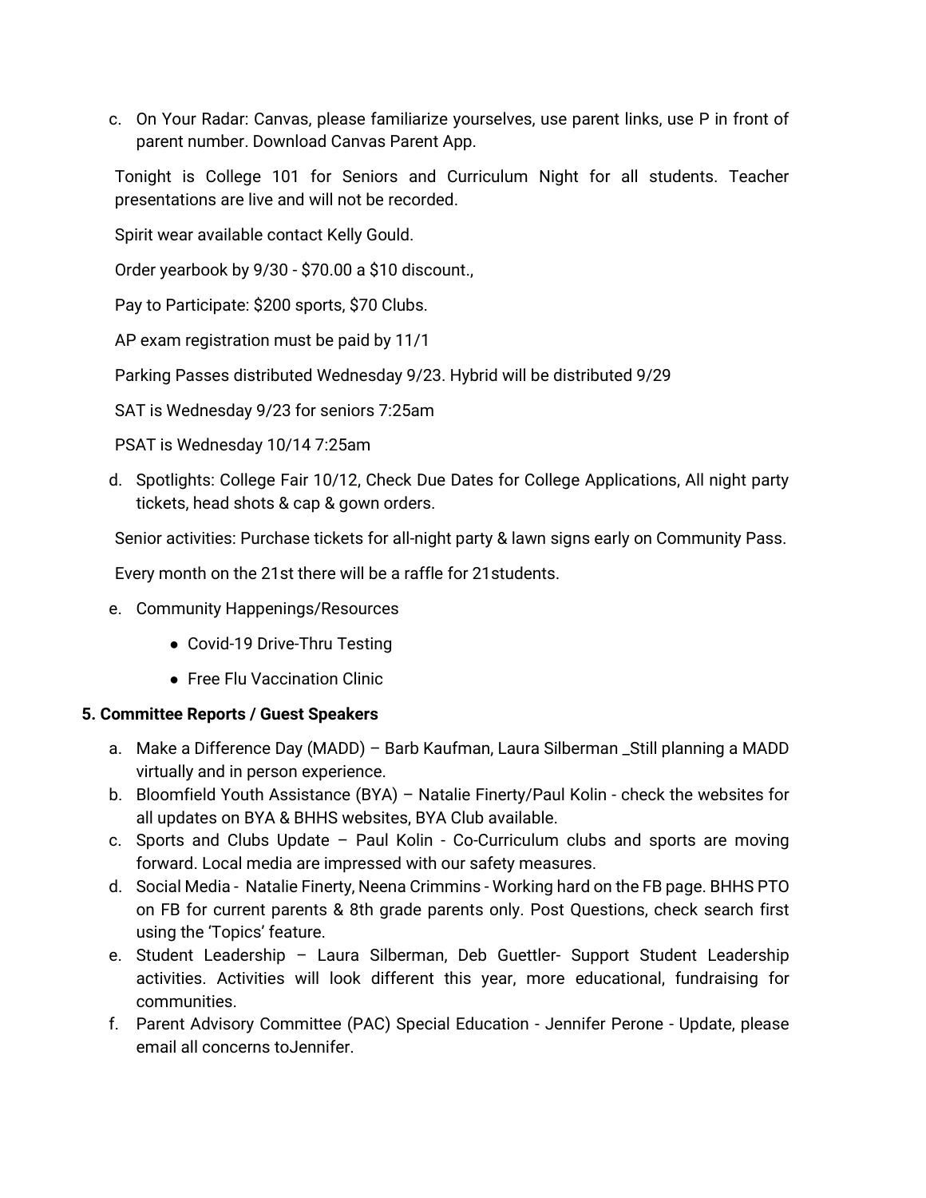c. On Your Radar: Canvas, please familiarize yourselves, use parent links, use P in front of parent number. Download Canvas Parent App.

   Tonight is College 101 for Seniors and Curriculum Night for all students. Teacher presentations are live and will not be recorded.

   Spirit wear available contact Kelly Gould.

   Order yearbook by 9/30 - $70.00 a $10 discount.,

   Pay to Participate: $200 sports, $70 Clubs.

   AP exam registration must be paid by 11/1

   Parking Passes distributed Wednesday 9/23. Hybrid will be distributed 9/29

   SAT is Wednesday 9/23 for seniors 7:25am

   PSAT is Wednesday 10/14 7:25am

d. Spotlights: College Fair 10/12, Check Due Dates for College Applications, All night party tickets, head shots & cap & gown orders.

   Senior activities: Purchase tickets for all-night party & lawn signs early on Community Pass.

   Every month on the 21st there will be a raffle for 21students.

e. Community Happenings/Resources

   - Covid-19 Drive-Thru Testing
   - Free Flu Vaccination Clinic

**5. Committee Reports / Guest Speakers**

a. Make a Difference Day (MADD) – Barb Kaufman, Laura Silberman _Still planning a MADD virtually and in person experience.
b. Bloomfield Youth Assistance (BYA) – Natalie Finerty/Paul Kolin - check the websites for all updates on BYA & BHHS websites, BYA Club available.
c. Sports and Clubs Update – Paul Kolin - Co-Curriculum clubs and sports are moving forward. Local media are impressed with our safety measures.
d. Social Media - Natalie Finerty, Neena Crimmins - Working hard on the FB page. BHHS PTO on FB for current parents & 8th grade parents only. Post Questions, check search first using the 'Topics' feature.
e. Student Leadership – Laura Silberman, Deb Guettler- Support Student Leadership activities. Activities will look different this year, more educational, fundraising for communities.
f. Parent Advisory Committee (PAC) Special Education - Jennifer Perone - Update, please email all concerns toJennifer.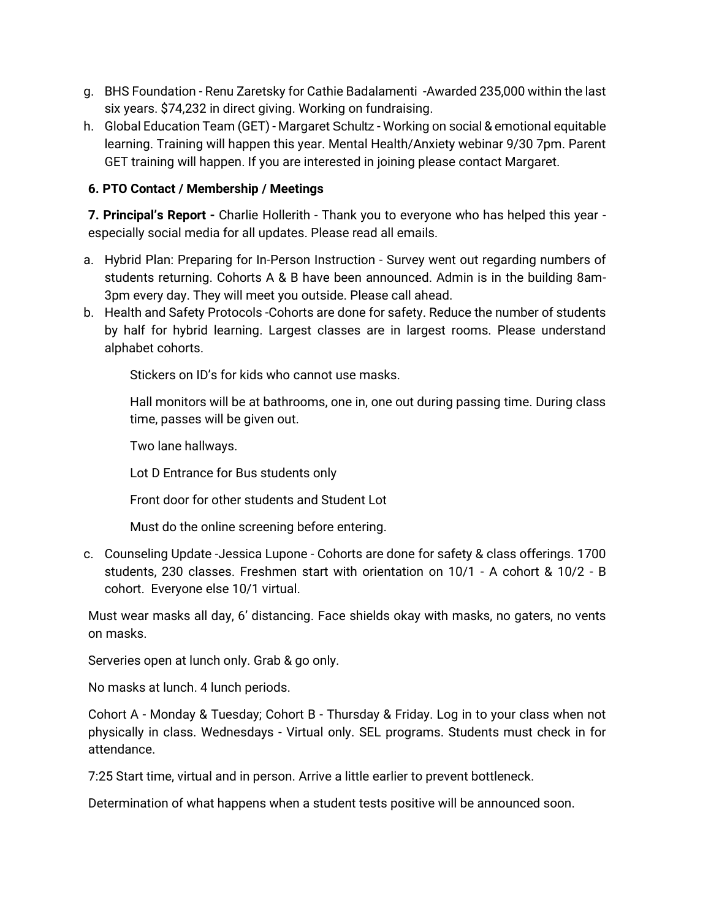g. BHS Foundation - Renu Zaretsky for Cathie Badalamenti -Awarded 235,000 within the last six years. $74,232 in direct giving. Working on fundraising.
h. Global Education Team (GET) - Margaret Schultz - Working on social & emotional equitable learning. Training will happen this year. Mental Health/Anxiety webinar 9/30 7pm. Parent GET training will happen. If you are interested in joining please contact Margaret.

**6. PTO Contact / Membership / Meetings**

**7. Principal's Report -** Charlie Hollerith - Thank you to everyone who has helped this year - especially social media for all updates. Please read all emails.

a. Hybrid Plan: Preparing for In-Person Instruction - Survey went out regarding numbers of students returning. Cohorts A & B have been announced. Admin is in the building 8am-3pm every day. They will meet you outside. Please call ahead.
b. Health and Safety Protocols -Cohorts are done for safety. Reduce the number of students by half for hybrid learning. Largest classes are in largest rooms. Please understand alphabet cohorts.

    Stickers on ID's for kids who cannot use masks.

    Hall monitors will be at bathrooms, one in, one out during passing time. During class time, passes will be given out.

    Two lane hallways.

    Lot D Entrance for Bus students only

    Front door for other students and Student Lot

    Must do the online screening before entering.

c. Counseling Update -Jessica Lupone - Cohorts are done for safety & class offerings. 1700 students, 230 classes. Freshmen start with orientation on 10/1 - A cohort & 10/2 - B cohort. Everyone else 10/1 virtual.

Must wear masks all day, 6' distancing. Face shields okay with masks, no gaters, no vents on masks.

Serveries open at lunch only. Grab & go only.

No masks at lunch. 4 lunch periods.

Cohort A - Monday & Tuesday; Cohort B - Thursday & Friday. Log in to your class when not physically in class. Wednesdays - Virtual only. SEL programs. Students must check in for attendance.

7:25 Start time, virtual and in person. Arrive a little earlier to prevent bottleneck.

Determination of what happens when a student tests positive will be announced soon.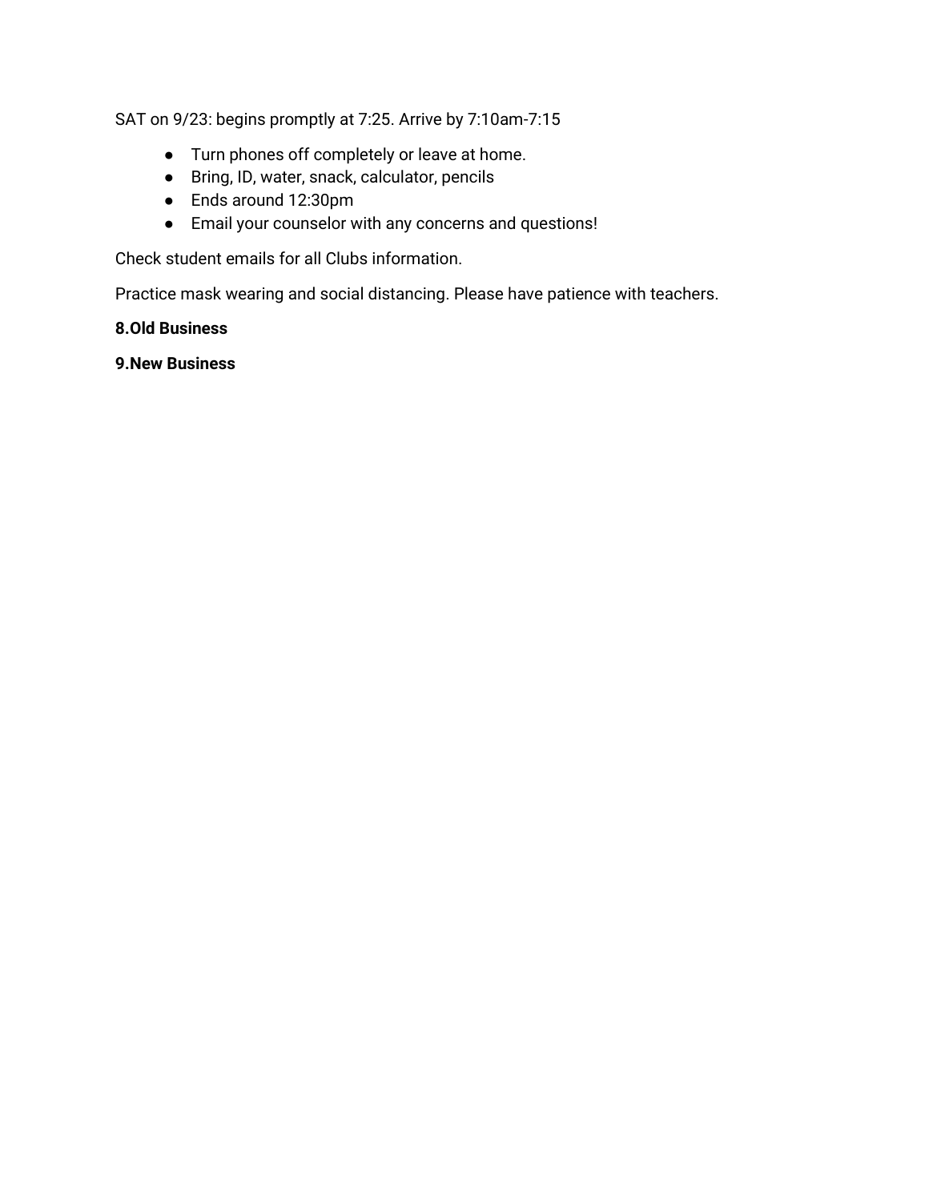SAT on 9/23: begins promptly at 7:25. Arrive by 7:10am-7:15

- Turn phones off completely or leave at home.
- Bring, ID, water, snack, calculator, pencils
- Ends around 12:30pm
- Email your counselor with any concerns and questions!

Check student emails for all Clubs information.

Practice mask wearing and social distancing. Please have patience with teachers.

**8.Old Business**

**9.New Business**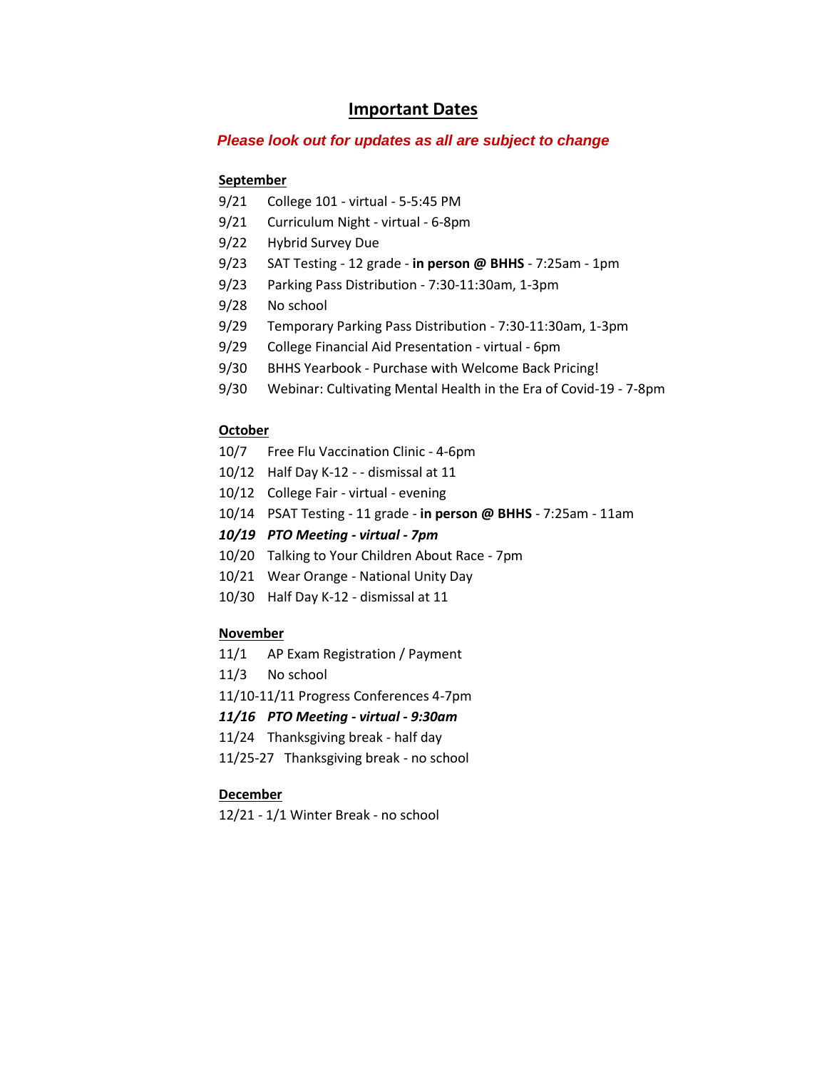## Important Dates

***Please look out for updates as all are subject to change***

**September**

9/21 College 101 - virtual - 5-5:45 PM

9/21 Curriculum Night - virtual - 6-8pm

9/22 Hybrid Survey Due

9/23 SAT Testing - 12 grade - **in person @ BHHS** - 7:25am - 1pm

9/23 Parking Pass Distribution - 7:30-11:30am, 1-3pm

9/28 No school

9/29 Temporary Parking Pass Distribution - 7:30-11:30am, 1-3pm

9/29 College Financial Aid Presentation - virtual - 6pm

9/30 BHHS Yearbook - Purchase with Welcome Back Pricing!

9/30 Webinar: Cultivating Mental Health in the Era of Covid-19 - 7-8pm

**October**

10/7 Free Flu Vaccination Clinic - 4-6pm

10/12 Half Day K-12 - - dismissal at 11

10/12 College Fair - virtual - evening

10/14 PSAT Testing - 11 grade - **in person @ BHHS** - 7:25am - 11am

***10/19 PTO Meeting - virtual - 7pm***

10/20 Talking to Your Children About Race - 7pm

10/21 Wear Orange - National Unity Day

10/30 Half Day K-12 - dismissal at 11

**November**

11/1 AP Exam Registration / Payment

11/3 No school

11/10-11/11 Progress Conferences 4-7pm

***11/16 PTO Meeting - virtual - 9:30am***

11/24 Thanksgiving break - half day

11/25-27 Thanksgiving break - no school

**December**

12/21 - 1/1 Winter Break - no school